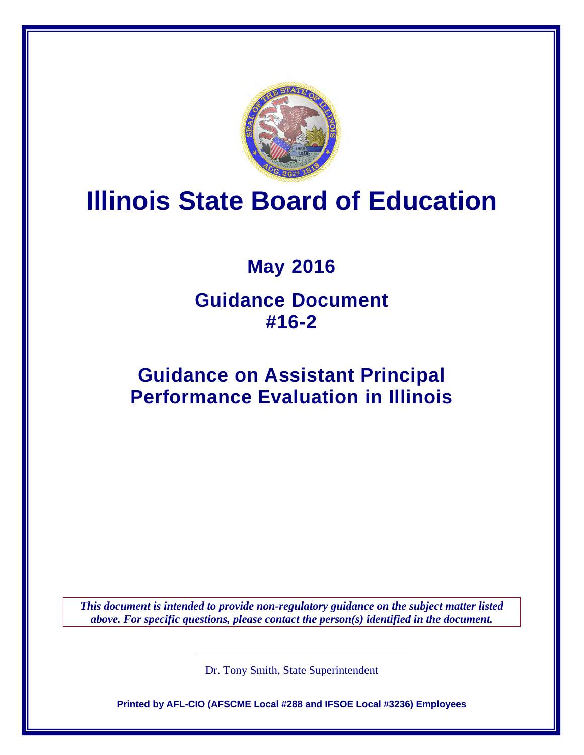# Illinois State Board of Education

## May 2016

## Guidance Document #16-2

## Guidance on Assistant Principal Performance Evaluation in Illinois

***This document is intended to provide non-regulatory guidance on the subject matter listed above. For specific questions, please contact the person(s) identified in the document.***

Dr. Tony Smith, State Superintendent

**Printed by AFL-CIO (AFSCME Local #288 and IFSOE Local #3236) Employees**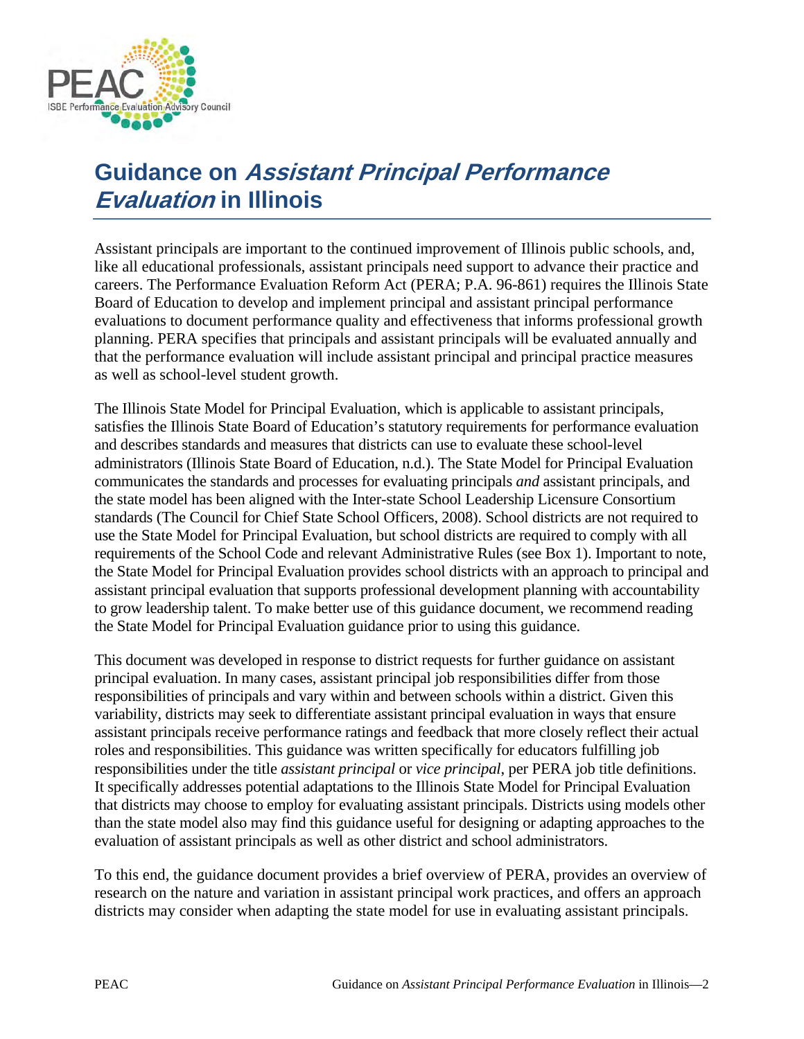# Guidance on *Assistant Principal Performance Evaluation* in Illinois

Assistant principals are important to the continued improvement of Illinois public schools, and, like all educational professionals, assistant principals need support to advance their practice and careers. The Performance Evaluation Reform Act (PERA; P.A. 96-861) requires the Illinois State Board of Education to develop and implement principal and assistant principal performance evaluations to document performance quality and effectiveness that informs professional growth planning. PERA specifies that principals and assistant principals will be evaluated annually and that the performance evaluation will include assistant principal and principal practice measures as well as school-level student growth.

The Illinois State Model for Principal Evaluation, which is applicable to assistant principals, satisfies the Illinois State Board of Education's statutory requirements for performance evaluation and describes standards and measures that districts can use to evaluate these school-level administrators (Illinois State Board of Education, n.d.). The State Model for Principal Evaluation communicates the standards and processes for evaluating principals *and* assistant principals, and the state model has been aligned with the Inter-state School Leadership Licensure Consortium standards (The Council for Chief State School Officers, 2008). School districts are not required to use the State Model for Principal Evaluation, but school districts are required to comply with all requirements of the School Code and relevant Administrative Rules (see Box 1). Important to note, the State Model for Principal Evaluation provides school districts with an approach to principal and assistant principal evaluation that supports professional development planning with accountability to grow leadership talent. To make better use of this guidance document, we recommend reading the State Model for Principal Evaluation guidance prior to using this guidance.

This document was developed in response to district requests for further guidance on assistant principal evaluation. In many cases, assistant principal job responsibilities differ from those responsibilities of principals and vary within and between schools within a district. Given this variability, districts may seek to differentiate assistant principal evaluation in ways that ensure assistant principals receive performance ratings and feedback that more closely reflect their actual roles and responsibilities. This guidance was written specifically for educators fulfilling job responsibilities under the title *assistant principal* or *vice principal*, per PERA job title definitions. It specifically addresses potential adaptations to the Illinois State Model for Principal Evaluation that districts may choose to employ for evaluating assistant principals. Districts using models other than the state model also may find this guidance useful for designing or adapting approaches to the evaluation of assistant principals as well as other district and school administrators.

To this end, the guidance document provides a brief overview of PERA, provides an overview of research on the nature and variation in assistant principal work practices, and offers an approach districts may consider when adapting the state model for use in evaluating assistant principals.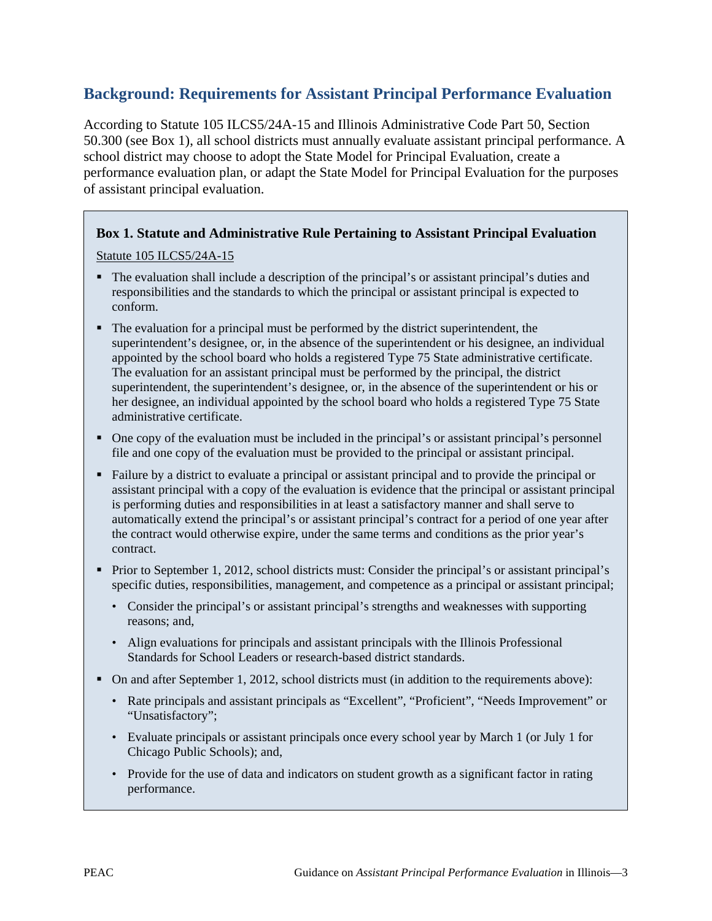## Background: Requirements for Assistant Principal Performance Evaluation

According to Statute 105 ILCS5/24A-15 and Illinois Administrative Code Part 50, Section 50.300 (see Box 1), all school districts must annually evaluate assistant principal performance. A school district may choose to adopt the State Model for Principal Evaluation, create a performance evaluation plan, or adapt the State Model for Principal Evaluation for the purposes of assistant principal evaluation.

**Box 1. Statute and Administrative Rule Pertaining to Assistant Principal Evaluation**

Statute 105 ILCS5/24A-15

- The evaluation shall include a description of the principal's or assistant principal's duties and responsibilities and the standards to which the principal or assistant principal is expected to conform.
- The evaluation for a principal must be performed by the district superintendent, the superintendent's designee, or, in the absence of the superintendent or his designee, an individual appointed by the school board who holds a registered Type 75 State administrative certificate. The evaluation for an assistant principal must be performed by the principal, the district superintendent, the superintendent's designee, or, in the absence of the superintendent or his or her designee, an individual appointed by the school board who holds a registered Type 75 State administrative certificate.
- One copy of the evaluation must be included in the principal's or assistant principal's personnel file and one copy of the evaluation must be provided to the principal or assistant principal.
- Failure by a district to evaluate a principal or assistant principal and to provide the principal or assistant principal with a copy of the evaluation is evidence that the principal or assistant principal is performing duties and responsibilities in at least a satisfactory manner and shall serve to automatically extend the principal's or assistant principal's contract for a period of one year after the contract would otherwise expire, under the same terms and conditions as the prior year's contract.
- Prior to September 1, 2012, school districts must: Consider the principal's or assistant principal's specific duties, responsibilities, management, and competence as a principal or assistant principal;
  - Consider the principal's or assistant principal's strengths and weaknesses with supporting reasons; and,
  - Align evaluations for principals and assistant principals with the Illinois Professional Standards for School Leaders or research-based district standards.
- On and after September 1, 2012, school districts must (in addition to the requirements above):
  - Rate principals and assistant principals as "Excellent", "Proficient", "Needs Improvement" or "Unsatisfactory";
  - Evaluate principals or assistant principals once every school year by March 1 (or July 1 for Chicago Public Schools); and,
  - Provide for the use of data and indicators on student growth as a significant factor in rating performance.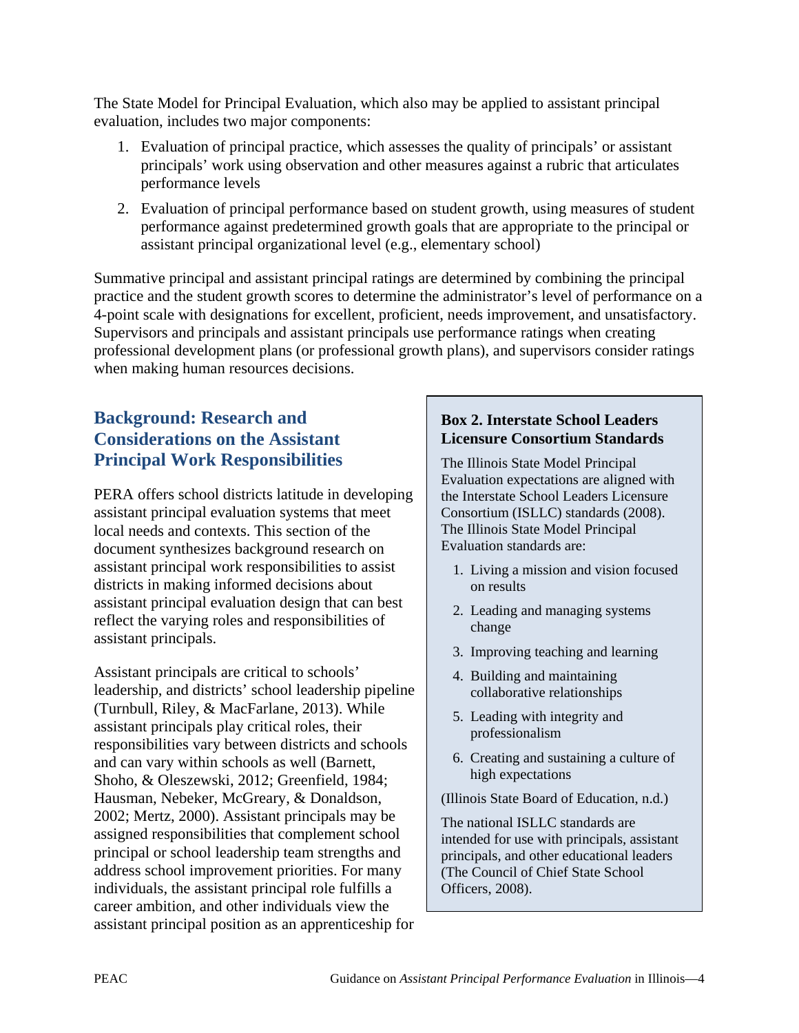The State Model for Principal Evaluation, which also may be applied to assistant principal evaluation, includes two major components:

1. Evaluation of principal practice, which assesses the quality of principals' or assistant principals' work using observation and other measures against a rubric that articulates performance levels
2. Evaluation of principal performance based on student growth, using measures of student performance against predetermined growth goals that are appropriate to the principal or assistant principal organizational level (e.g., elementary school)

Summative principal and assistant principal ratings are determined by combining the principal practice and the student growth scores to determine the administrator's level of performance on a 4-point scale with designations for excellent, proficient, needs improvement, and unsatisfactory. Supervisors and principals and assistant principals use performance ratings when creating professional development plans (or professional growth plans), and supervisors consider ratings when making human resources decisions.

## Background: Research and Considerations on the Assistant Principal Work Responsibilities

PERA offers school districts latitude in developing assistant principal evaluation systems that meet local needs and contexts. This section of the document synthesizes background research on assistant principal work responsibilities to assist districts in making informed decisions about assistant principal evaluation design that can best reflect the varying roles and responsibilities of assistant principals.

Assistant principals are critical to schools' leadership, and districts' school leadership pipeline (Turnbull, Riley, & MacFarlane, 2013). While assistant principals play critical roles, their responsibilities vary between districts and schools and can vary within schools as well (Barnett, Shoho, & Oleszewski, 2012; Greenfield, 1984; Hausman, Nebeker, McGreary, & Donaldson, 2002; Mertz, 2000). Assistant principals may be assigned responsibilities that complement school principal or school leadership team strengths and address school improvement priorities. For many individuals, the assistant principal role fulfills a career ambition, and other individuals view the assistant principal position as an apprenticeship for

> **Box 2. Interstate School Leaders Licensure Consortium Standards**
>
> The Illinois State Model Principal Evaluation expectations are aligned with the Interstate School Leaders Licensure Consortium (ISLLC) standards (2008). The Illinois State Model Principal Evaluation standards are:
>
> 1. Living a mission and vision focused on results
> 2. Leading and managing systems change
> 3. Improving teaching and learning
> 4. Building and maintaining collaborative relationships
> 5. Leading with integrity and professionalism
> 6. Creating and sustaining a culture of high expectations
>
> (Illinois State Board of Education, n.d.)
>
> The national ISLLC standards are intended for use with principals, assistant principals, and other educational leaders (The Council of Chief State School Officers, 2008).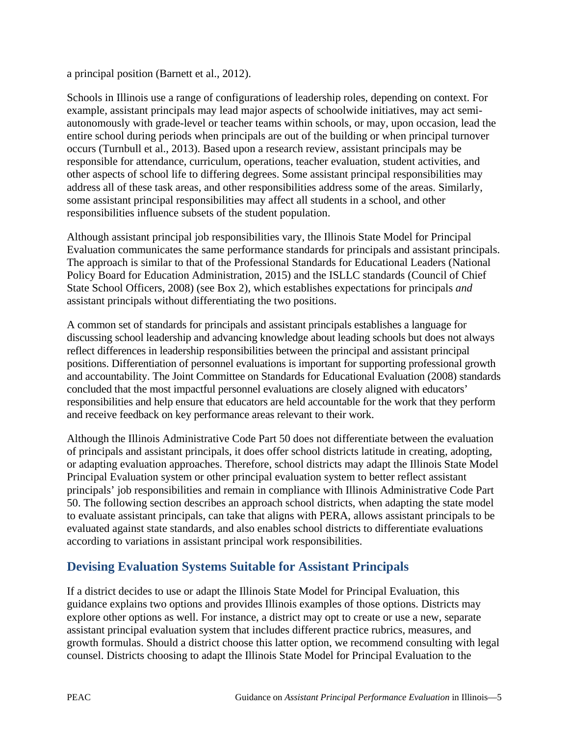a principal position (Barnett et al., 2012).

Schools in Illinois use a range of configurations of leadership roles, depending on context. For example, assistant principals may lead major aspects of schoolwide initiatives, may act semi-autonomously with grade-level or teacher teams within schools, or may, upon occasion, lead the entire school during periods when principals are out of the building or when principal turnover occurs (Turnbull et al., 2013). Based upon a research review, assistant principals may be responsible for attendance, curriculum, operations, teacher evaluation, student activities, and other aspects of school life to differing degrees. Some assistant principal responsibilities may address all of these task areas, and other responsibilities address some of the areas. Similarly, some assistant principal responsibilities may affect all students in a school, and other responsibilities influence subsets of the student population.

Although assistant principal job responsibilities vary, the Illinois State Model for Principal Evaluation communicates the same performance standards for principals and assistant principals. The approach is similar to that of the Professional Standards for Educational Leaders (National Policy Board for Education Administration, 2015) and the ISLLC standards (Council of Chief State School Officers, 2008) (see Box 2), which establishes expectations for principals *and* assistant principals without differentiating the two positions.

A common set of standards for principals and assistant principals establishes a language for discussing school leadership and advancing knowledge about leading schools but does not always reflect differences in leadership responsibilities between the principal and assistant principal positions. Differentiation of personnel evaluations is important for supporting professional growth and accountability. The Joint Committee on Standards for Educational Evaluation (2008) standards concluded that the most impactful personnel evaluations are closely aligned with educators' responsibilities and help ensure that educators are held accountable for the work that they perform and receive feedback on key performance areas relevant to their work.

Although the Illinois Administrative Code Part 50 does not differentiate between the evaluation of principals and assistant principals, it does offer school districts latitude in creating, adopting, or adapting evaluation approaches. Therefore, school districts may adapt the Illinois State Model Principal Evaluation system or other principal evaluation system to better reflect assistant principals' job responsibilities and remain in compliance with Illinois Administrative Code Part 50. The following section describes an approach school districts, when adapting the state model to evaluate assistant principals, can take that aligns with PERA, allows assistant principals to be evaluated against state standards, and also enables school districts to differentiate evaluations according to variations in assistant principal work responsibilities.

## Devising Evaluation Systems Suitable for Assistant Principals

If a district decides to use or adapt the Illinois State Model for Principal Evaluation, this guidance explains two options and provides Illinois examples of those options. Districts may explore other options as well. For instance, a district may opt to create or use a new, separate assistant principal evaluation system that includes different practice rubrics, measures, and growth formulas. Should a district choose this latter option, we recommend consulting with legal counsel. Districts choosing to adapt the Illinois State Model for Principal Evaluation to the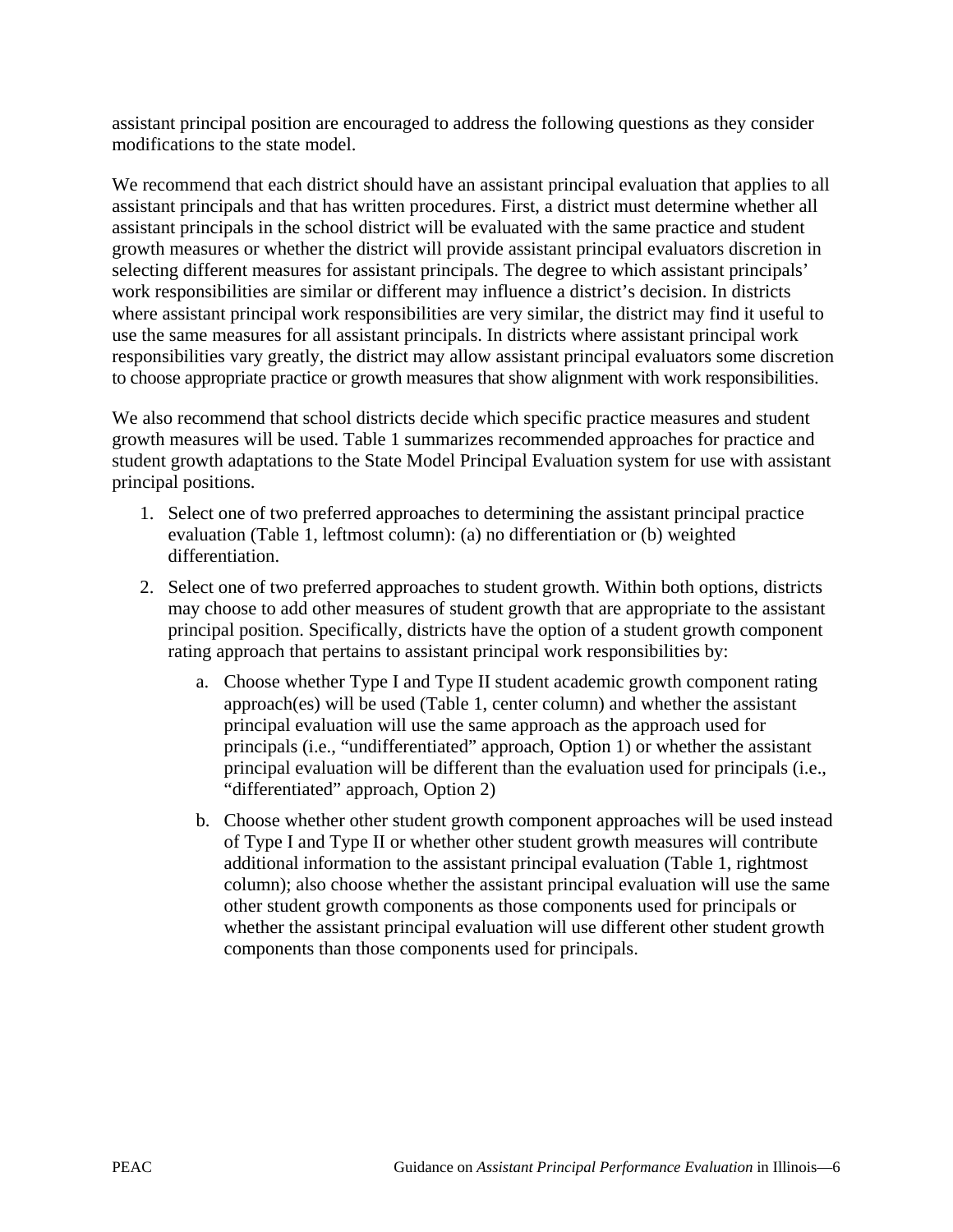assistant principal position are encouraged to address the following questions as they consider modifications to the state model.

We recommend that each district should have an assistant principal evaluation that applies to all assistant principals and that has written procedures. First, a district must determine whether all assistant principals in the school district will be evaluated with the same practice and student growth measures or whether the district will provide assistant principal evaluators discretion in selecting different measures for assistant principals. The degree to which assistant principals' work responsibilities are similar or different may influence a district's decision. In districts where assistant principal work responsibilities are very similar, the district may find it useful to use the same measures for all assistant principals. In districts where assistant principal work responsibilities vary greatly, the district may allow assistant principal evaluators some discretion to choose appropriate practice or growth measures that show alignment with work responsibilities.

We also recommend that school districts decide which specific practice measures and student growth measures will be used. Table 1 summarizes recommended approaches for practice and student growth adaptations to the State Model Principal Evaluation system for use with assistant principal positions.

1. Select one of two preferred approaches to determining the assistant principal practice evaluation (Table 1, leftmost column): (a) no differentiation or (b) weighted differentiation.
2. Select one of two preferred approaches to student growth. Within both options, districts may choose to add other measures of student growth that are appropriate to the assistant principal position. Specifically, districts have the option of a student growth component rating approach that pertains to assistant principal work responsibilities by:
   a. Choose whether Type I and Type II student academic growth component rating approach(es) will be used (Table 1, center column) and whether the assistant principal evaluation will use the same approach as the approach used for principals (i.e., "undifferentiated" approach, Option 1) or whether the assistant principal evaluation will be different than the evaluation used for principals (i.e., "differentiated" approach, Option 2)
   b. Choose whether other student growth component approaches will be used instead of Type I and Type II or whether other student growth measures will contribute additional information to the assistant principal evaluation (Table 1, rightmost column); also choose whether the assistant principal evaluation will use the same other student growth components as those components used for principals or whether the assistant principal evaluation will use different other student growth components than those components used for principals.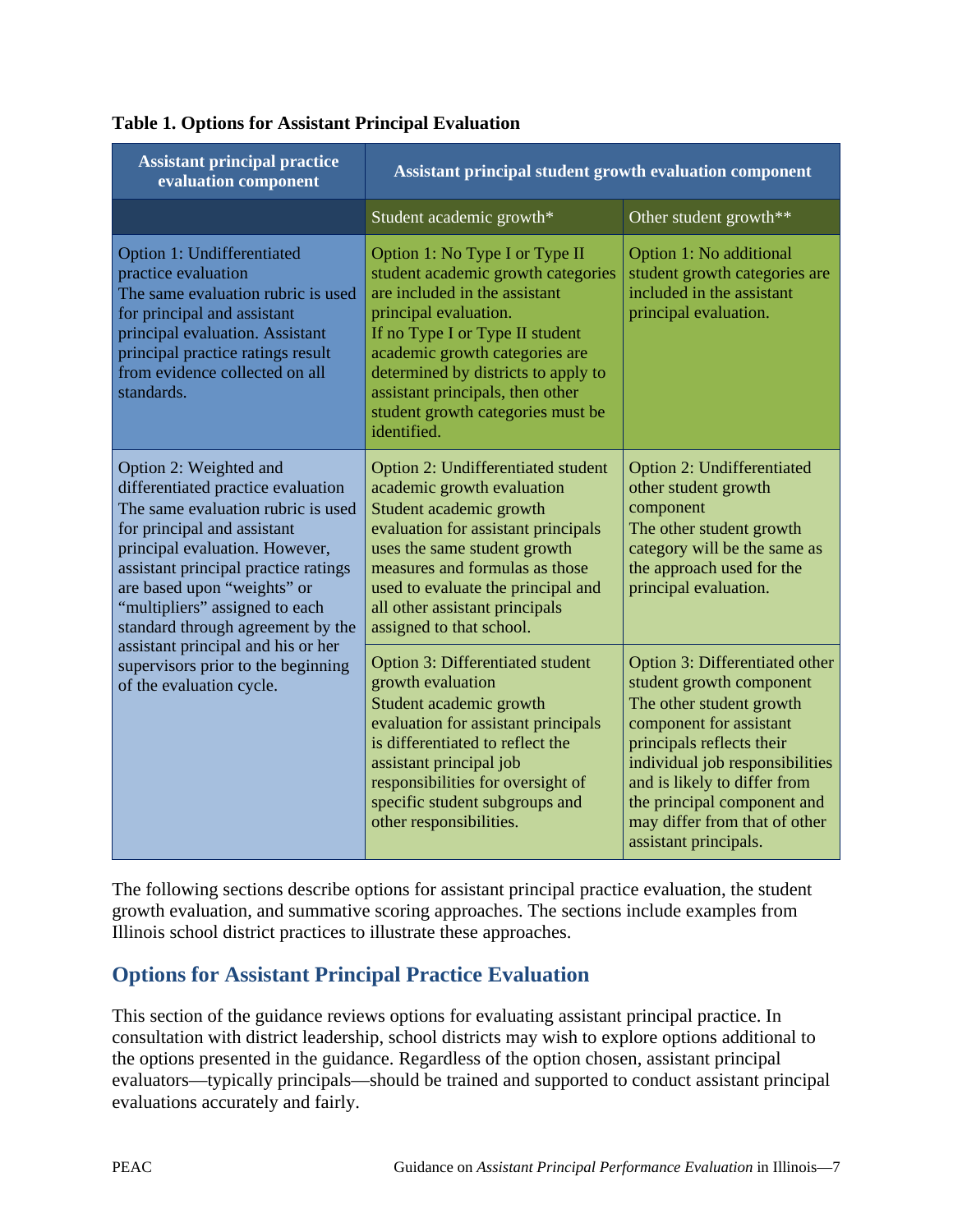**Table 1. Options for Assistant Principal Evaluation**

| Assistant principal practice evaluation component | Assistant principal student growth evaluation component | |
|---|---|---|
| | Student academic growth* | Other student growth** |
| Option 1: Undifferentiated practice evaluation<br>The same evaluation rubric is used for principal and assistant principal evaluation. Assistant principal practice ratings result from evidence collected on all standards. | Option 1: No Type I or Type II student academic growth categories are included in the assistant principal evaluation.<br>If no Type I or Type II student academic growth categories are determined by districts to apply to assistant principals, then other student growth categories must be identified. | Option 1: No additional student growth categories are included in the assistant principal evaluation. |
| Option 2: Weighted and differentiated practice evaluation<br>The same evaluation rubric is used for principal and assistant principal evaluation. However, assistant principal practice ratings are based upon "weights" or "multipliers" assigned to each standard through agreement by the assistant principal and his or her supervisors prior to the beginning of the evaluation cycle. | Option 2: Undifferentiated student academic growth evaluation<br>Student academic growth evaluation for assistant principals uses the same student growth measures and formulas as those used to evaluate the principal and all other assistant principals assigned to that school. | Option 2: Undifferentiated other student growth component<br>The other student growth category will be the same as the approach used for the principal evaluation. |
| | Option 3: Differentiated student growth evaluation<br>Student academic growth evaluation for assistant principals is differentiated to reflect the assistant principal job responsibilities for oversight of specific student subgroups and other responsibilities. | Option 3: Differentiated other student growth component<br>The other student growth component for assistant principals reflects their individual job responsibilities and is likely to differ from the principal component and may differ from that of other assistant principals. |

The following sections describe options for assistant principal practice evaluation, the student growth evaluation, and summative scoring approaches. The sections include examples from Illinois school district practices to illustrate these approaches.

## Options for Assistant Principal Practice Evaluation

This section of the guidance reviews options for evaluating assistant principal practice. In consultation with district leadership, school districts may wish to explore options additional to the options presented in the guidance. Regardless of the option chosen, assistant principal evaluators—typically principals—should be trained and supported to conduct assistant principal evaluations accurately and fairly.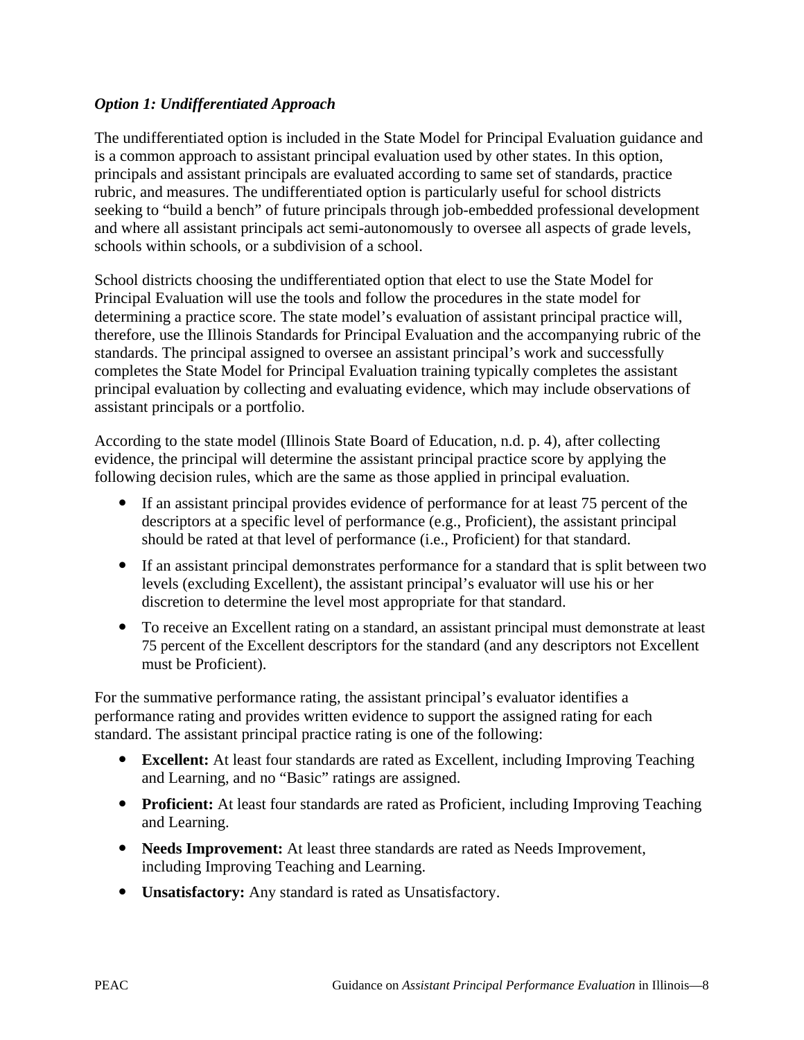### *Option 1: Undifferentiated Approach*

The undifferentiated option is included in the State Model for Principal Evaluation guidance and is a common approach to assistant principal evaluation used by other states. In this option, principals and assistant principals are evaluated according to same set of standards, practice rubric, and measures. The undifferentiated option is particularly useful for school districts seeking to "build a bench" of future principals through job-embedded professional development and where all assistant principals act semi-autonomously to oversee all aspects of grade levels, schools within schools, or a subdivision of a school.

School districts choosing the undifferentiated option that elect to use the State Model for Principal Evaluation will use the tools and follow the procedures in the state model for determining a practice score. The state model's evaluation of assistant principal practice will, therefore, use the Illinois Standards for Principal Evaluation and the accompanying rubric of the standards. The principal assigned to oversee an assistant principal's work and successfully completes the State Model for Principal Evaluation training typically completes the assistant principal evaluation by collecting and evaluating evidence, which may include observations of assistant principals or a portfolio.

According to the state model (Illinois State Board of Education, n.d. p. 4), after collecting evidence, the principal will determine the assistant principal practice score by applying the following decision rules, which are the same as those applied in principal evaluation.

- If an assistant principal provides evidence of performance for at least 75 percent of the descriptors at a specific level of performance (e.g., Proficient), the assistant principal should be rated at that level of performance (i.e., Proficient) for that standard.
- If an assistant principal demonstrates performance for a standard that is split between two levels (excluding Excellent), the assistant principal's evaluator will use his or her discretion to determine the level most appropriate for that standard.
- To receive an Excellent rating on a standard, an assistant principal must demonstrate at least 75 percent of the Excellent descriptors for the standard (and any descriptors not Excellent must be Proficient).

For the summative performance rating, the assistant principal's evaluator identifies a performance rating and provides written evidence to support the assigned rating for each standard. The assistant principal practice rating is one of the following:

- **Excellent:** At least four standards are rated as Excellent, including Improving Teaching and Learning, and no "Basic" ratings are assigned.
- **Proficient:** At least four standards are rated as Proficient, including Improving Teaching and Learning.
- **Needs Improvement:** At least three standards are rated as Needs Improvement, including Improving Teaching and Learning.
- **Unsatisfactory:** Any standard is rated as Unsatisfactory.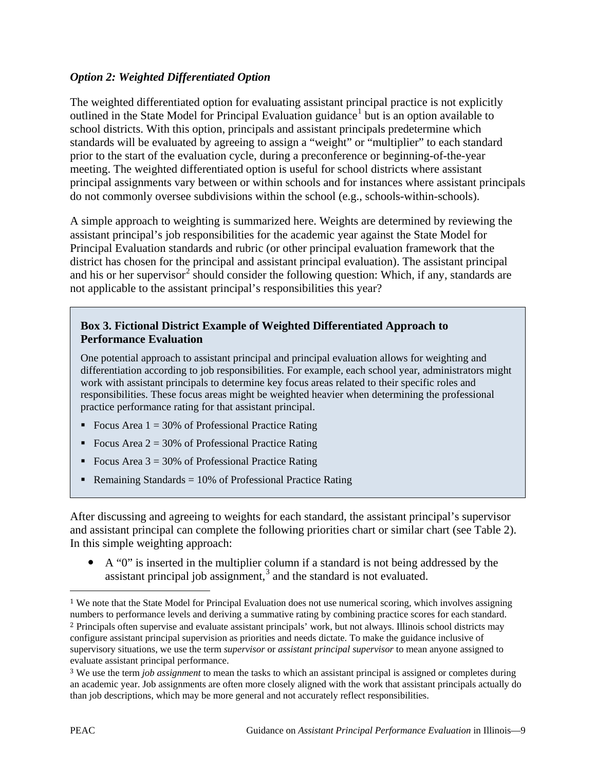***Option 2: Weighted Differentiated Option***

The weighted differentiated option for evaluating assistant principal practice is not explicitly outlined in the State Model for Principal Evaluation guidance[1] but is an option available to school districts. With this option, principals and assistant principals predetermine which standards will be evaluated by agreeing to assign a "weight" or "multiplier" to each standard prior to the start of the evaluation cycle, during a preconference or beginning-of-the-year meeting. The weighted differentiated option is useful for school districts where assistant principal assignments vary between or within schools and for instances where assistant principals do not commonly oversee subdivisions within the school (e.g., schools-within-schools).

A simple approach to weighting is summarized here. Weights are determined by reviewing the assistant principal's job responsibilities for the academic year against the State Model for Principal Evaluation standards and rubric (or other principal evaluation framework that the district has chosen for the principal and assistant principal evaluation). The assistant principal and his or her supervisor[2] should consider the following question: Which, if any, standards are not applicable to the assistant principal's responsibilities this year?

**Box 3. Fictional District Example of Weighted Differentiated Approach to Performance Evaluation**

One potential approach to assistant principal and principal evaluation allows for weighting and differentiation according to job responsibilities. For example, each school year, administrators might work with assistant principals to determine key focus areas related to their specific roles and responsibilities. These focus areas might be weighted heavier when determining the professional practice performance rating for that assistant principal.

- Focus Area 1 = 30% of Professional Practice Rating
- Focus Area 2 = 30% of Professional Practice Rating
- Focus Area 3 = 30% of Professional Practice Rating
- Remaining Standards = 10% of Professional Practice Rating

After discussing and agreeing to weights for each standard, the assistant principal's supervisor and assistant principal can complete the following priorities chart or similar chart (see Table 2). In this simple weighting approach:

- A "0" is inserted in the multiplier column if a standard is not being addressed by the assistant principal job assignment,[3] and the standard is not evaluated.

---

[1] We note that the State Model for Principal Evaluation does not use numerical scoring, which involves assigning numbers to performance levels and deriving a summative rating by combining practice scores for each standard.

[2] Principals often supervise and evaluate assistant principals' work, but not always. Illinois school districts may configure assistant principal supervision as priorities and needs dictate. To make the guidance inclusive of supervisory situations, we use the term *supervisor* or *assistant principal supervisor* to mean anyone assigned to evaluate assistant principal performance.

[3] We use the term *job assignment* to mean the tasks to which an assistant principal is assigned or completes during an academic year. Job assignments are often more closely aligned with the work that assistant principals actually do than job descriptions, which may be more general and not accurately reflect responsibilities.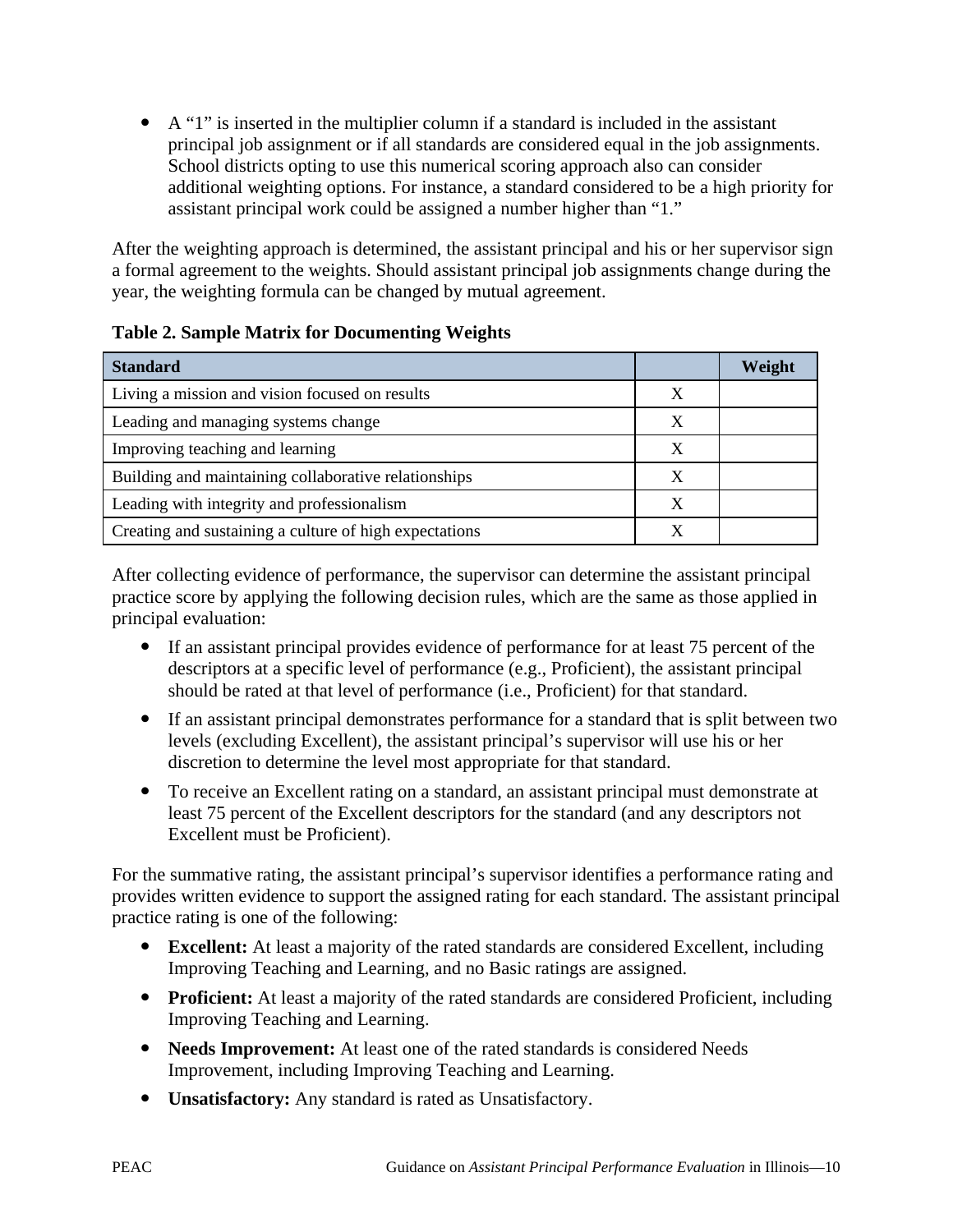- A “1” is inserted in the multiplier column if a standard is included in the assistant principal job assignment or if all standards are considered equal in the job assignments. School districts opting to use this numerical scoring approach also can consider additional weighting options. For instance, a standard considered to be a high priority for assistant principal work could be assigned a number higher than “1.”

After the weighting approach is determined, the assistant principal and his or her supervisor sign a formal agreement to the weights. Should assistant principal job assignments change during the year, the weighting formula can be changed by mutual agreement.

**Table 2. Sample Matrix for Documenting Weights**

| Standard | | Weight |
|---|---|---|
| Living a mission and vision focused on results | X | |
| Leading and managing systems change | X | |
| Improving teaching and learning | X | |
| Building and maintaining collaborative relationships | X | |
| Leading with integrity and professionalism | X | |
| Creating and sustaining a culture of high expectations | X | |

After collecting evidence of performance, the supervisor can determine the assistant principal practice score by applying the following decision rules, which are the same as those applied in principal evaluation:

- If an assistant principal provides evidence of performance for at least 75 percent of the descriptors at a specific level of performance (e.g., Proficient), the assistant principal should be rated at that level of performance (i.e., Proficient) for that standard.
- If an assistant principal demonstrates performance for a standard that is split between two levels (excluding Excellent), the assistant principal’s supervisor will use his or her discretion to determine the level most appropriate for that standard.
- To receive an Excellent rating on a standard, an assistant principal must demonstrate at least 75 percent of the Excellent descriptors for the standard (and any descriptors not Excellent must be Proficient).

For the summative rating, the assistant principal’s supervisor identifies a performance rating and provides written evidence to support the assigned rating for each standard. The assistant principal practice rating is one of the following:

- **Excellent:** At least a majority of the rated standards are considered Excellent, including Improving Teaching and Learning, and no Basic ratings are assigned.
- **Proficient:** At least a majority of the rated standards are considered Proficient, including Improving Teaching and Learning.
- **Needs Improvement:** At least one of the rated standards is considered Needs Improvement, including Improving Teaching and Learning.
- **Unsatisfactory:** Any standard is rated as Unsatisfactory.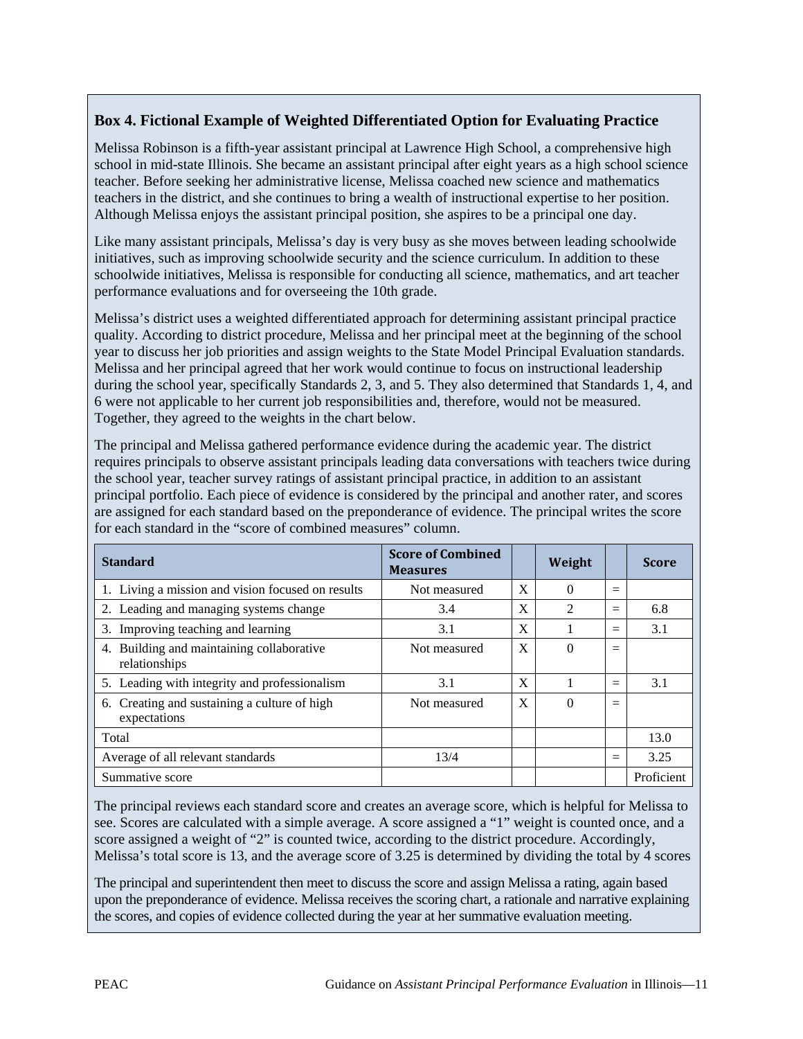### Box 4. Fictional Example of Weighted Differentiated Option for Evaluating Practice

Melissa Robinson is a fifth-year assistant principal at Lawrence High School, a comprehensive high school in mid-state Illinois. She became an assistant principal after eight years as a high school science teacher. Before seeking her administrative license, Melissa coached new science and mathematics teachers in the district, and she continues to bring a wealth of instructional expertise to her position. Although Melissa enjoys the assistant principal position, she aspires to be a principal one day.

Like many assistant principals, Melissa's day is very busy as she moves between leading schoolwide initiatives, such as improving schoolwide security and the science curriculum. In addition to these schoolwide initiatives, Melissa is responsible for conducting all science, mathematics, and art teacher performance evaluations and for overseeing the 10th grade.

Melissa's district uses a weighted differentiated approach for determining assistant principal practice quality. According to district procedure, Melissa and her principal meet at the beginning of the school year to discuss her job priorities and assign weights to the State Model Principal Evaluation standards. Melissa and her principal agreed that her work would continue to focus on instructional leadership during the school year, specifically Standards 2, 3, and 5. They also determined that Standards 1, 4, and 6 were not applicable to her current job responsibilities and, therefore, would not be measured. Together, they agreed to the weights in the chart below.

The principal and Melissa gathered performance evidence during the academic year. The district requires principals to observe assistant principals leading data conversations with teachers twice during the school year, teacher survey ratings of assistant principal practice, in addition to an assistant principal portfolio. Each piece of evidence is considered by the principal and another rater, and scores are assigned for each standard based on the preponderance of evidence. The principal writes the score for each standard in the "score of combined measures" column.

| Standard | Score of Combined Measures | | Weight | | Score |
|---|---|---|---|---|---|
| 1. Living a mission and vision focused on results | Not measured | X | 0 | = | |
| 2. Leading and managing systems change | 3.4 | X | 2 | = | 6.8 |
| 3. Improving teaching and learning | 3.1 | X | 1 | = | 3.1 |
| 4. Building and maintaining collaborative relationships | Not measured | X | 0 | = | |
| 5. Leading with integrity and professionalism | 3.1 | X | 1 | = | 3.1 |
| 6. Creating and sustaining a culture of high expectations | Not measured | X | 0 | = | |
| Total | | | | | 13.0 |
| Average of all relevant standards | 13/4 | | | = | 3.25 |
| Summative score | | | | | Proficient |

The principal reviews each standard score and creates an average score, which is helpful for Melissa to see. Scores are calculated with a simple average. A score assigned a "1" weight is counted once, and a score assigned a weight of "2" is counted twice, according to the district procedure. Accordingly, Melissa's total score is 13, and the average score of 3.25 is determined by dividing the total by 4 scores

The principal and superintendent then meet to discuss the score and assign Melissa a rating, again based upon the preponderance of evidence. Melissa receives the scoring chart, a rationale and narrative explaining the scores, and copies of evidence collected during the year at her summative evaluation meeting.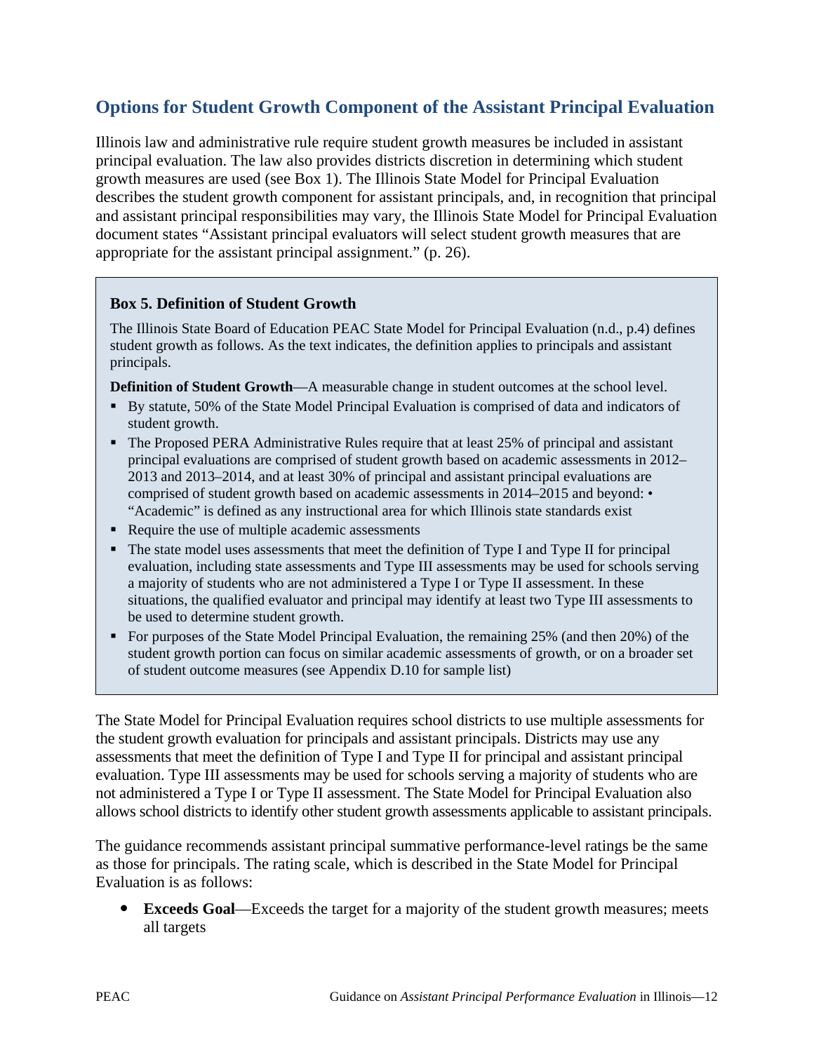## Options for Student Growth Component of the Assistant Principal Evaluation

Illinois law and administrative rule require student growth measures be included in assistant principal evaluation. The law also provides districts discretion in determining which student growth measures are used (see Box 1). The Illinois State Model for Principal Evaluation describes the student growth component for assistant principals, and, in recognition that principal and assistant principal responsibilities may vary, the Illinois State Model for Principal Evaluation document states "Assistant principal evaluators will select student growth measures that are appropriate for the assistant principal assignment." (p. 26).

> **Box 5. Definition of Student Growth**
>
> The Illinois State Board of Education PEAC State Model for Principal Evaluation (n.d., p.4) defines student growth as follows. As the text indicates, the definition applies to principals and assistant principals.
>
> **Definition of Student Growth**—A measurable change in student outcomes at the school level.
>
> - By statute, 50% of the State Model Principal Evaluation is comprised of data and indicators of student growth.
> - The Proposed PERA Administrative Rules require that at least 25% of principal and assistant principal evaluations are comprised of student growth based on academic assessments in 2012–2013 and 2013–2014, and at least 30% of principal and assistant principal evaluations are comprised of student growth based on academic assessments in 2014–2015 and beyond: • "Academic" is defined as any instructional area for which Illinois state standards exist
> - Require the use of multiple academic assessments
> - The state model uses assessments that meet the definition of Type I and Type II for principal evaluation, including state assessments and Type III assessments may be used for schools serving a majority of students who are not administered a Type I or Type II assessment. In these situations, the qualified evaluator and principal may identify at least two Type III assessments to be used to determine student growth.
> - For purposes of the State Model Principal Evaluation, the remaining 25% (and then 20%) of the student growth portion can focus on similar academic assessments of growth, or on a broader set of student outcome measures (see Appendix D.10 for sample list)

The State Model for Principal Evaluation requires school districts to use multiple assessments for the student growth evaluation for principals and assistant principals. Districts may use any assessments that meet the definition of Type I and Type II for principal and assistant principal evaluation. Type III assessments may be used for schools serving a majority of students who are not administered a Type I or Type II assessment. The State Model for Principal Evaluation also allows school districts to identify other student growth assessments applicable to assistant principals.

The guidance recommends assistant principal summative performance-level ratings be the same as those for principals. The rating scale, which is described in the State Model for Principal Evaluation is as follows:

- **Exceeds Goal**—Exceeds the target for a majority of the student growth measures; meets all targets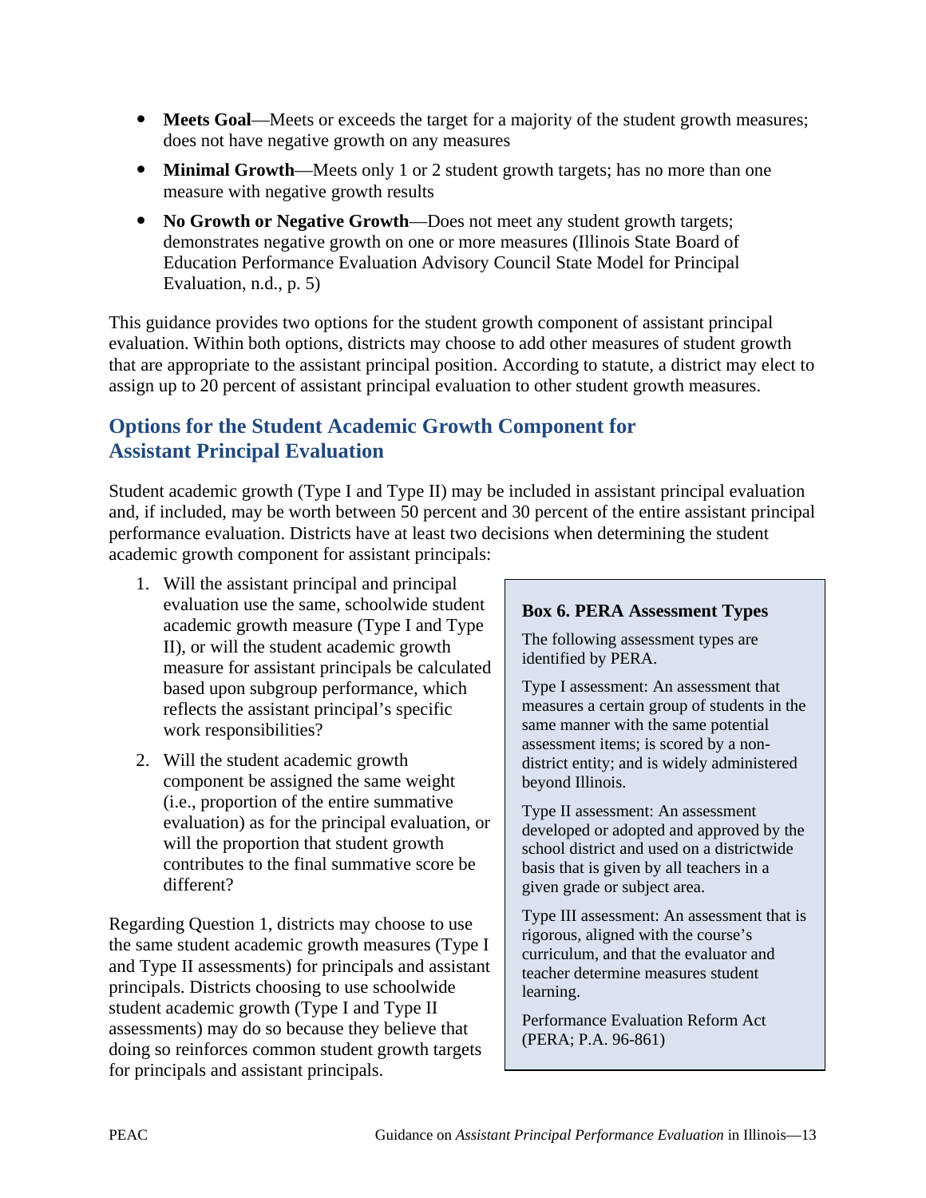- **Meets Goal**—Meets or exceeds the target for a majority of the student growth measures; does not have negative growth on any measures
- **Minimal Growth**—Meets only 1 or 2 student growth targets; has no more than one measure with negative growth results
- **No Growth or Negative Growth**—Does not meet any student growth targets; demonstrates negative growth on one or more measures (Illinois State Board of Education Performance Evaluation Advisory Council State Model for Principal Evaluation, n.d., p. 5)

This guidance provides two options for the student growth component of assistant principal evaluation. Within both options, districts may choose to add other measures of student growth that are appropriate to the assistant principal position. According to statute, a district may elect to assign up to 20 percent of assistant principal evaluation to other student growth measures.

## Options for the Student Academic Growth Component for Assistant Principal Evaluation

Student academic growth (Type I and Type II) may be included in assistant principal evaluation and, if included, may be worth between 50 percent and 30 percent of the entire assistant principal performance evaluation. Districts have at least two decisions when determining the student academic growth component for assistant principals:

1. Will the assistant principal and principal evaluation use the same, schoolwide student academic growth measure (Type I and Type II), or will the student academic growth measure for assistant principals be calculated based upon subgroup performance, which reflects the assistant principal's specific work responsibilities?
2. Will the student academic growth component be assigned the same weight (i.e., proportion of the entire summative evaluation) as for the principal evaluation, or will the proportion that student growth contributes to the final summative score be different?

Regarding Question 1, districts may choose to use the same student academic growth measures (Type I and Type II assessments) for principals and assistant principals. Districts choosing to use schoolwide student academic growth (Type I and Type II assessments) may do so because they believe that doing so reinforces common student growth targets for principals and assistant principals.

**Box 6. PERA Assessment Types**

The following assessment types are identified by PERA.

Type I assessment: An assessment that measures a certain group of students in the same manner with the same potential assessment items; is scored by a non-district entity; and is widely administered beyond Illinois.

Type II assessment: An assessment developed or adopted and approved by the school district and used on a districtwide basis that is given by all teachers in a given grade or subject area.

Type III assessment: An assessment that is rigorous, aligned with the course's curriculum, and that the evaluator and teacher determine measures student learning.

Performance Evaluation Reform Act (PERA; P.A. 96-861)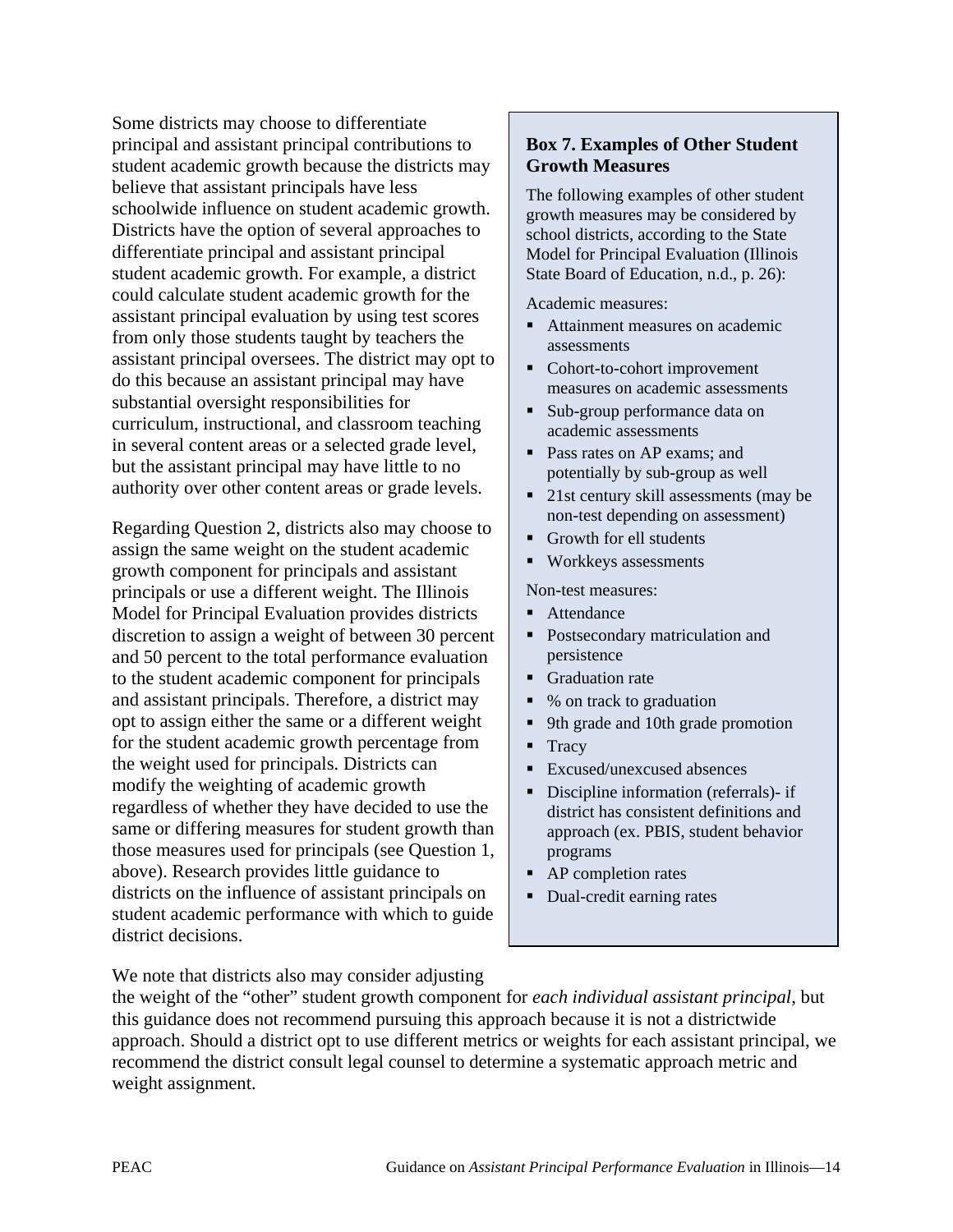Some districts may choose to differentiate principal and assistant principal contributions to student academic growth because the districts may believe that assistant principals have less schoolwide influence on student academic growth. Districts have the option of several approaches to differentiate principal and assistant principal student academic growth. For example, a district could calculate student academic growth for the assistant principal evaluation by using test scores from only those students taught by teachers the assistant principal oversees. The district may opt to do this because an assistant principal may have substantial oversight responsibilities for curriculum, instructional, and classroom teaching in several content areas or a selected grade level, but the assistant principal may have little to no authority over other content areas or grade levels.

Regarding Question 2, districts also may choose to assign the same weight on the student academic growth component for principals and assistant principals or use a different weight. The Illinois Model for Principal Evaluation provides districts discretion to assign a weight of between 30 percent and 50 percent to the total performance evaluation to the student academic component for principals and assistant principals. Therefore, a district may opt to assign either the same or a different weight for the student academic growth percentage from the weight used for principals. Districts can modify the weighting of academic growth regardless of whether they have decided to use the same or differing measures for student growth than those measures used for principals (see Question 1, above). Research provides little guidance to districts on the influence of assistant principals on student academic performance with which to guide district decisions.

We note that districts also may consider adjusting the weight of the "other" student growth component for *each individual assistant principal*, but this guidance does not recommend pursuing this approach because it is not a districtwide approach. Should a district opt to use different metrics or weights for each assistant principal, we recommend the district consult legal counsel to determine a systematic approach metric and weight assignment.

**Box 7. Examples of Other Student Growth Measures**

The following examples of other student growth measures may be considered by school districts, according to the State Model for Principal Evaluation (Illinois State Board of Education, n.d., p. 26):

Academic measures:

- Attainment measures on academic assessments
- Cohort-to-cohort improvement measures on academic assessments
- Sub-group performance data on academic assessments
- Pass rates on AP exams; and potentially by sub-group as well
- 21st century skill assessments (may be non-test depending on assessment)
- Growth for ell students
- Workkeys assessments

Non-test measures:

- Attendance
- Postsecondary matriculation and persistence
- Graduation rate
- % on track to graduation
- 9th grade and 10th grade promotion
- Tracy
- Excused/unexcused absences
- Discipline information (referrals)- if district has consistent definitions and approach (ex. PBIS, student behavior programs
- AP completion rates
- Dual-credit earning rates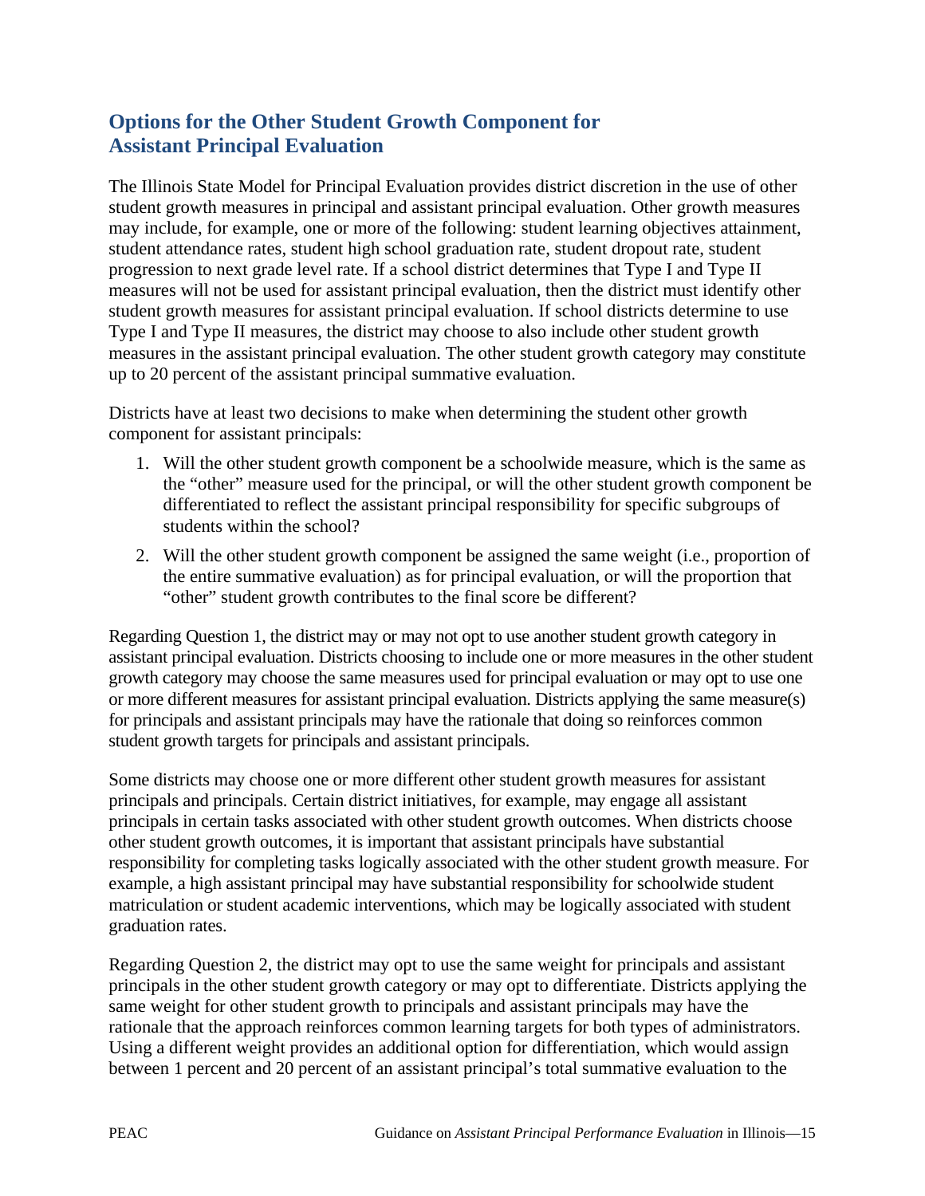## Options for the Other Student Growth Component for Assistant Principal Evaluation

The Illinois State Model for Principal Evaluation provides district discretion in the use of other student growth measures in principal and assistant principal evaluation. Other growth measures may include, for example, one or more of the following: student learning objectives attainment, student attendance rates, student high school graduation rate, student dropout rate, student progression to next grade level rate. If a school district determines that Type I and Type II measures will not be used for assistant principal evaluation, then the district must identify other student growth measures for assistant principal evaluation. If school districts determine to use Type I and Type II measures, the district may choose to also include other student growth measures in the assistant principal evaluation. The other student growth category may constitute up to 20 percent of the assistant principal summative evaluation.

Districts have at least two decisions to make when determining the student other growth component for assistant principals:

1. Will the other student growth component be a schoolwide measure, which is the same as the "other" measure used for the principal, or will the other student growth component be differentiated to reflect the assistant principal responsibility for specific subgroups of students within the school?
2. Will the other student growth component be assigned the same weight (i.e., proportion of the entire summative evaluation) as for principal evaluation, or will the proportion that "other" student growth contributes to the final score be different?

Regarding Question 1, the district may or may not opt to use another student growth category in assistant principal evaluation. Districts choosing to include one or more measures in the other student growth category may choose the same measures used for principal evaluation or may opt to use one or more different measures for assistant principal evaluation. Districts applying the same measure(s) for principals and assistant principals may have the rationale that doing so reinforces common student growth targets for principals and assistant principals.

Some districts may choose one or more different other student growth measures for assistant principals and principals. Certain district initiatives, for example, may engage all assistant principals in certain tasks associated with other student growth outcomes. When districts choose other student growth outcomes, it is important that assistant principals have substantial responsibility for completing tasks logically associated with the other student growth measure. For example, a high assistant principal may have substantial responsibility for schoolwide student matriculation or student academic interventions, which may be logically associated with student graduation rates.

Regarding Question 2, the district may opt to use the same weight for principals and assistant principals in the other student growth category or may opt to differentiate. Districts applying the same weight for other student growth to principals and assistant principals may have the rationale that the approach reinforces common learning targets for both types of administrators. Using a different weight provides an additional option for differentiation, which would assign between 1 percent and 20 percent of an assistant principal's total summative evaluation to the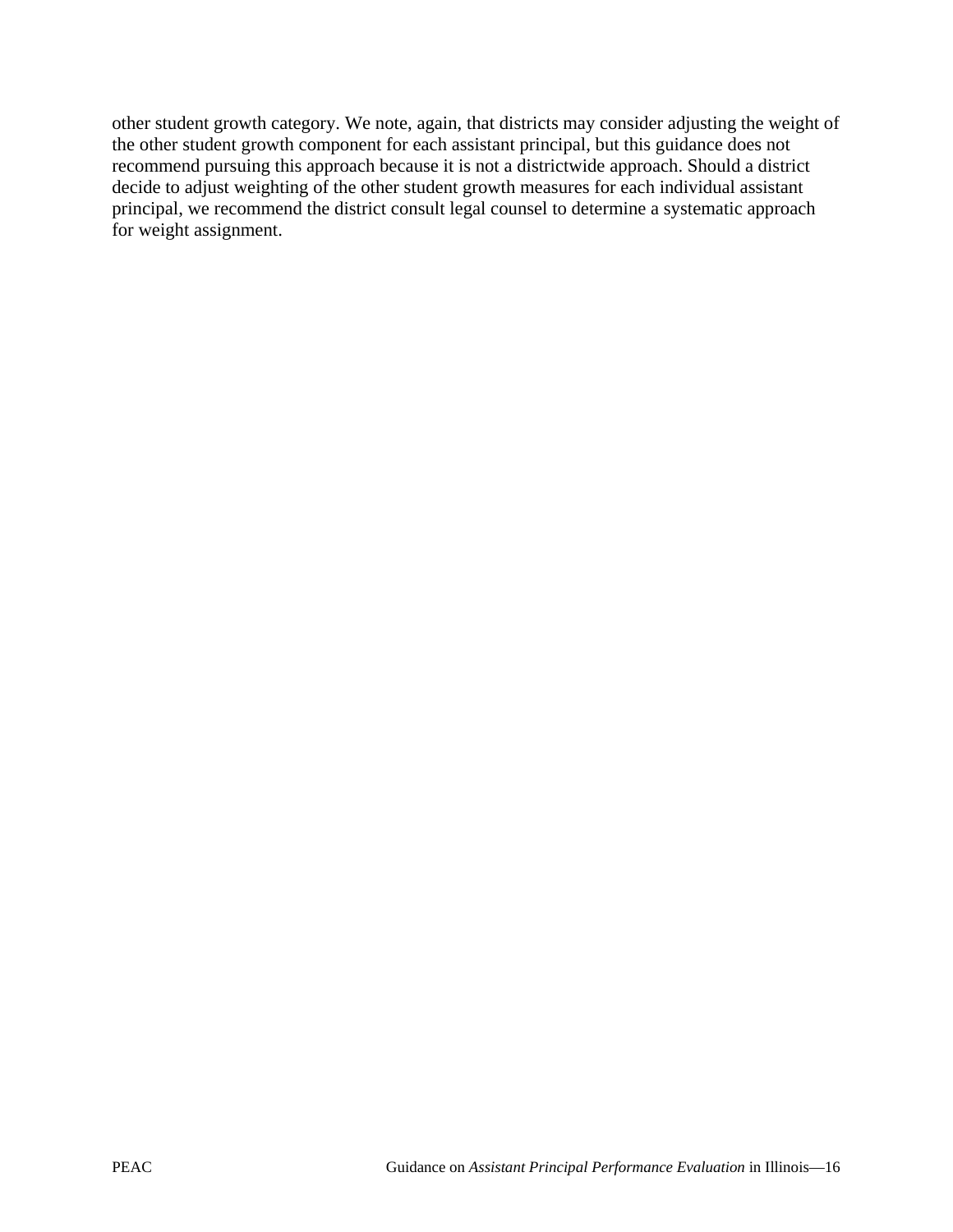other student growth category. We note, again, that districts may consider adjusting the weight of the other student growth component for each assistant principal, but this guidance does not recommend pursuing this approach because it is not a districtwide approach. Should a district decide to adjust weighting of the other student growth measures for each individual assistant principal, we recommend the district consult legal counsel to determine a systematic approach for weight assignment.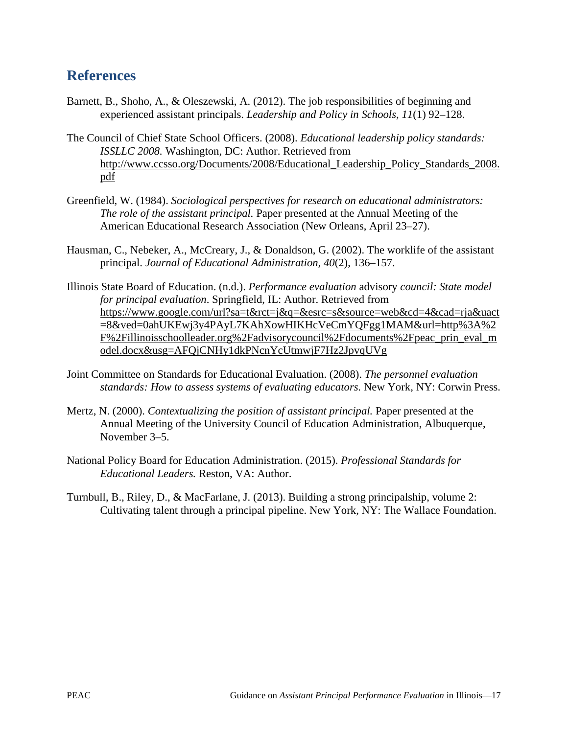## References

Barnett, B., Shoho, A., & Oleszewski, A. (2012). The job responsibilities of beginning and experienced assistant principals. *Leadership and Policy in Schools, 11*(1) 92–128.

The Council of Chief State School Officers. (2008). *Educational leadership policy standards: ISSLLC 2008.* Washington, DC: Author. Retrieved from http://www.ccsso.org/Documents/2008/Educational_Leadership_Policy_Standards_2008.pdf

Greenfield, W. (1984). *Sociological perspectives for research on educational administrators: The role of the assistant principal.* Paper presented at the Annual Meeting of the American Educational Research Association (New Orleans, April 23–27).

Hausman, C., Nebeker, A., McCreary, J., & Donaldson, G. (2002). The worklife of the assistant principal. *Journal of Educational Administration, 40*(2), 136–157.

Illinois State Board of Education. (n.d.). *Performance evaluation* advisory *council: State model for principal evaluation*. Springfield, IL: Author. Retrieved from https://www.google.com/url?sa=t&rct=j&q=&esrc=s&source=web&cd=4&cad=rja&uact=8&ved=0ahUKEwj3y4PAyL7KAhXowHIKHcVeCmYQFgg1MAM&url=http%3A%2F%2Fillinoisschoolleader.org%2Fadvisorycouncil%2Fdocuments%2Fpeac_prin_eval_model.docx&usg=AFQjCNHy1dkPNcnYcUtmwjF7Hz2JpvqUVg

Joint Committee on Standards for Educational Evaluation. (2008). *The personnel evaluation standards: How to assess systems of evaluating educators.* New York, NY: Corwin Press.

Mertz, N. (2000). *Contextualizing the position of assistant principal.* Paper presented at the Annual Meeting of the University Council of Education Administration, Albuquerque, November 3–5.

National Policy Board for Education Administration. (2015). *Professional Standards for Educational Leaders.* Reston, VA: Author.

Turnbull, B., Riley, D., & MacFarlane, J. (2013). Building a strong principalship, volume 2: Cultivating talent through a principal pipeline. New York, NY: The Wallace Foundation.